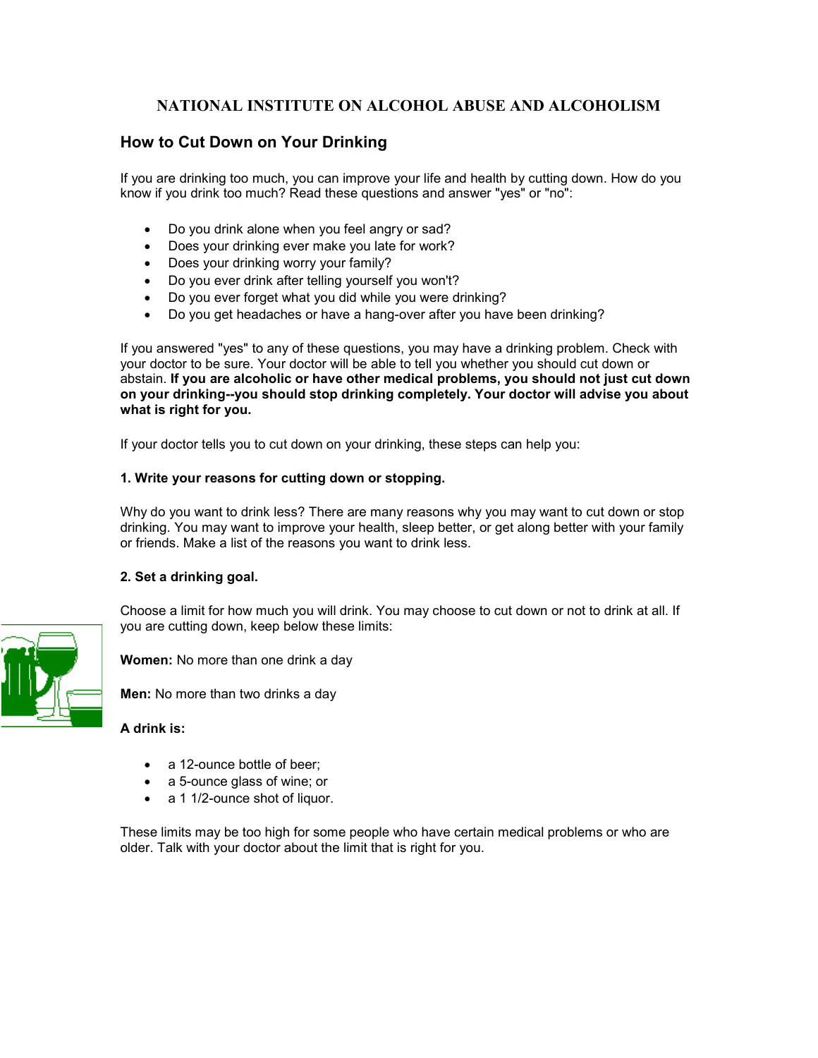# NATIONAL INSTITUTE ON ALCOHOL ABUSE AND ALCOHOLISM

## How to Cut Down on Your Drinking

If you are drinking too much, you can improve your life and health by cutting down. How do you know if you drink too much? Read these questions and answer "yes" or "no":

- Do you drink alone when you feel angry or sad?
- Does your drinking ever make you late for work?
- Does your drinking worry your family?
- Do you ever drink after telling yourself you won't?
- Do you ever forget what you did while you were drinking?
- Do you get headaches or have a hang-over after you have been drinking?

If you answered "yes" to any of these questions, you may have a drinking problem. Check with your doctor to be sure. Your doctor will be able to tell you whether you should cut down or abstain. **If you are alcoholic or have other medical problems, you should not just cut down on your drinking--you should stop drinking completely. Your doctor will advise you about what is right for you.**

If your doctor tells you to cut down on your drinking, these steps can help you:

**1. Write your reasons for cutting down or stopping.**

Why do you want to drink less? There are many reasons why you may want to cut down or stop drinking. You may want to improve your health, sleep better, or get along better with your family or friends. Make a list of the reasons you want to drink less.

**2. Set a drinking goal.**

Choose a limit for how much you will drink. You may choose to cut down or not to drink at all. If you are cutting down, keep below these limits:

**Women:** No more than one drink a day

**Men:** No more than two drinks a day

**A drink is:**

- a 12-ounce bottle of beer;
- a 5-ounce glass of wine; or
- a 1 1/2-ounce shot of liquor.

These limits may be too high for some people who have certain medical problems or who are older. Talk with your doctor about the limit that is right for you.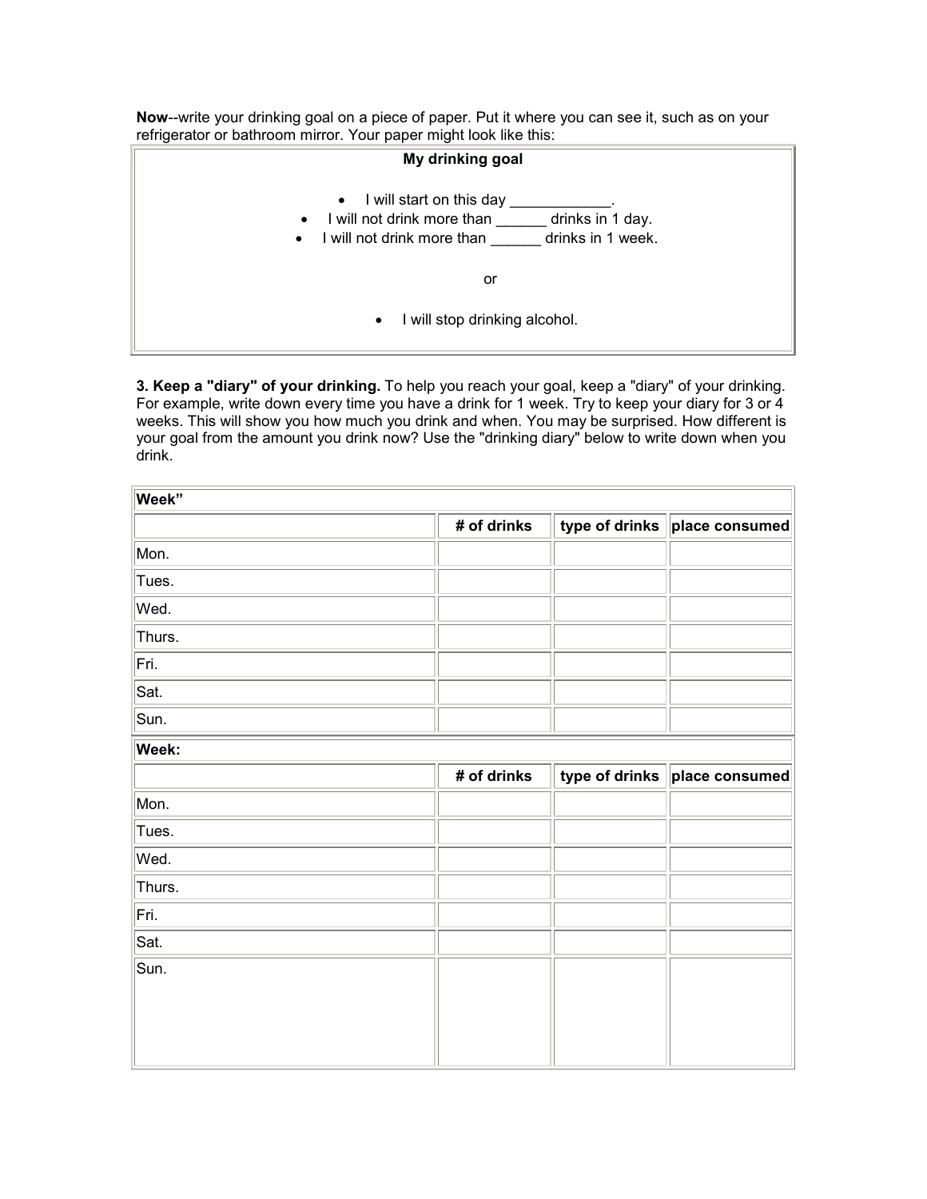**Now**--write your drinking goal on a piece of paper. Put it where you can see it, such as on your refrigerator or bathroom mirror. Your paper might look like this:

| **My drinking goal** |
| --- |
| • I will start on this day ____________.<br>• I will not drink more than ______ drinks in 1 day.<br>• I will not drink more than ______ drinks in 1 week.<br><br>or<br><br>• I will stop drinking alcohol. |

**3. Keep a "diary" of your drinking.** To help you reach your goal, keep a "diary" of your drinking. For example, write down every time you have a drink for 1 week. Try to keep your diary for 3 or 4 weeks. This will show you how much you drink and when. You may be surprised. How different is your goal from the amount you drink now? Use the "drinking diary" below to write down when you drink.

| **Week"** | | | |
| --- | --- | --- | --- |
| | **# of drinks** | **type of drinks** | **place consumed** |
| Mon. | | | |
| Tues. | | | |
| Wed. | | | |
| Thurs. | | | |
| Fri. | | | |
| Sat. | | | |
| Sun. | | | |

| **Week:** | | | |
| --- | --- | --- | --- |
| | **# of drinks** | **type of drinks** | **place consumed** |
| Mon. | | | |
| Tues. | | | |
| Wed. | | | |
| Thurs. | | | |
| Fri. | | | |
| Sat. | | | |
| Sun. | | | |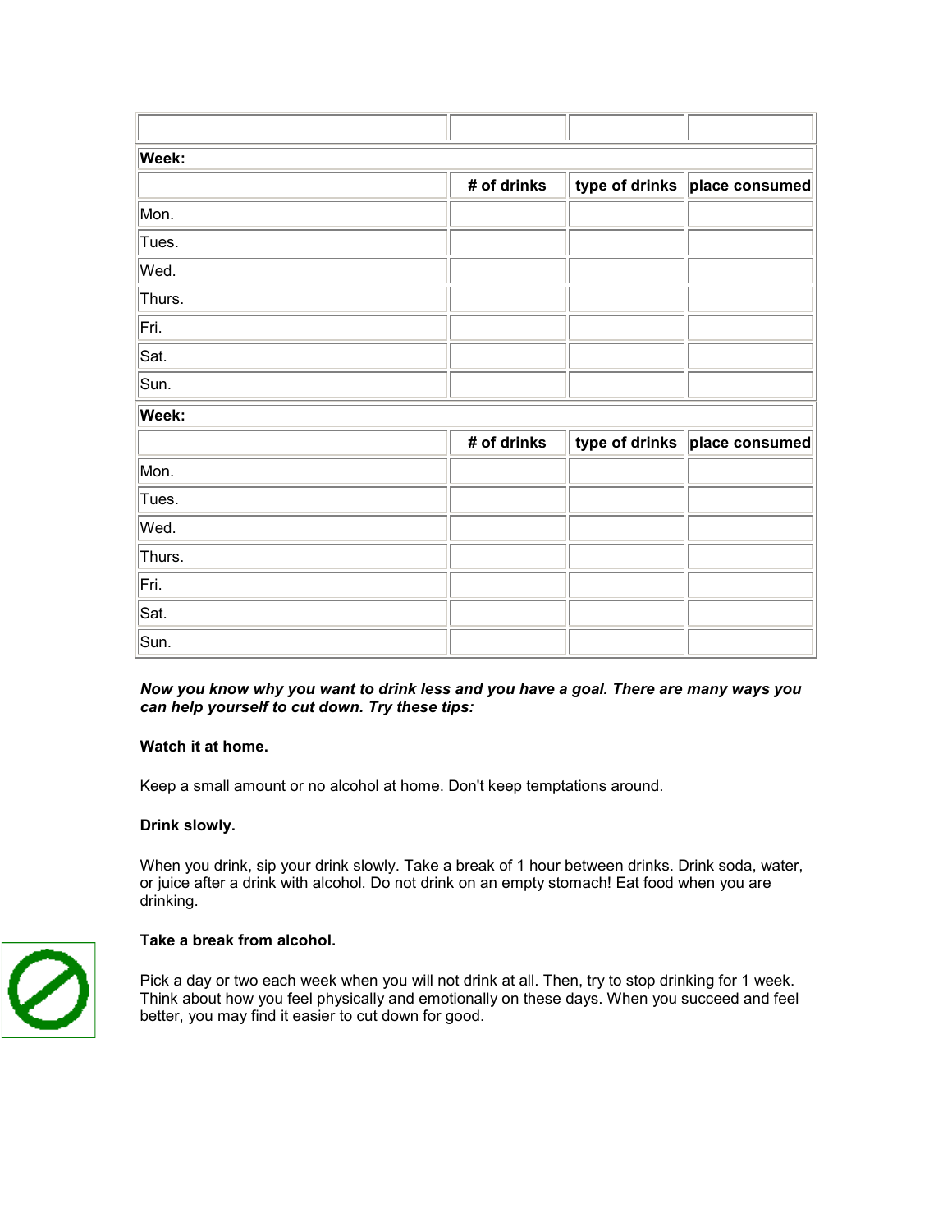| | | | |
|---|---|---|---|
| **Week:** | | | |
| | **# of drinks** | **type of drinks** | **place consumed** |
| Mon. | | | |
| Tues. | | | |
| Wed. | | | |
| Thurs. | | | |
| Fri. | | | |
| Sat. | | | |
| Sun. | | | |
| **Week:** | | | |
| | **# of drinks** | **type of drinks** | **place consumed** |
| Mon. | | | |
| Tues. | | | |
| Wed. | | | |
| Thurs. | | | |
| Fri. | | | |
| Sat. | | | |
| Sun. | | | |

***Now you know why you want to drink less and you have a goal. There are many ways you can help yourself to cut down. Try these tips:***

**Watch it at home.**

Keep a small amount or no alcohol at home. Don't keep temptations around.

**Drink slowly.**

When you drink, sip your drink slowly. Take a break of 1 hour between drinks. Drink soda, water, or juice after a drink with alcohol. Do not drink on an empty stomach! Eat food when you are drinking.

**Take a break from alcohol.**

Pick a day or two each week when you will not drink at all. Then, try to stop drinking for 1 week. Think about how you feel physically and emotionally on these days. When you succeed and feel better, you may find it easier to cut down for good.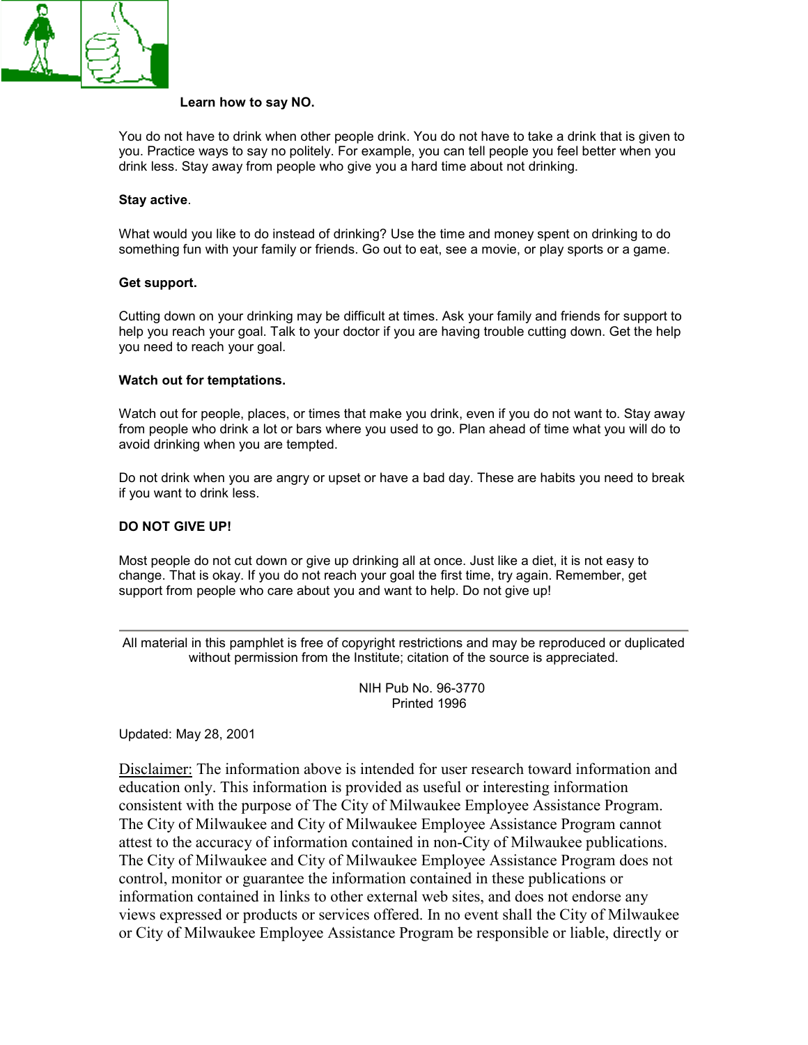**Learn how to say NO.**

You do not have to drink when other people drink. You do not have to take a drink that is given to you. Practice ways to say no politely. For example, you can tell people you feel better when you drink less. Stay away from people who give you a hard time about not drinking.

**Stay active**.

What would you like to do instead of drinking? Use the time and money spent on drinking to do something fun with your family or friends. Go out to eat, see a movie, or play sports or a game.

**Get support.**

Cutting down on your drinking may be difficult at times. Ask your family and friends for support to help you reach your goal. Talk to your doctor if you are having trouble cutting down. Get the help you need to reach your goal.

**Watch out for temptations.**

Watch out for people, places, or times that make you drink, even if you do not want to. Stay away from people who drink a lot or bars where you used to go. Plan ahead of time what you will do to avoid drinking when you are tempted.

Do not drink when you are angry or upset or have a bad day. These are habits you need to break if you want to drink less.

**DO NOT GIVE UP!**

Most people do not cut down or give up drinking all at once. Just like a diet, it is not easy to change. That is okay. If you do not reach your goal the first time, try again. Remember, get support from people who care about you and want to help. Do not give up!

---

All material in this pamphlet is free of copyright restrictions and may be reproduced or duplicated without permission from the Institute; citation of the source is appreciated.

NIH Pub No. 96-3770
Printed 1996

Updated: May 28, 2001

Disclaimer: The information above is intended for user research toward information and education only. This information is provided as useful or interesting information consistent with the purpose of The City of Milwaukee Employee Assistance Program. The City of Milwaukee and City of Milwaukee Employee Assistance Program cannot attest to the accuracy of information contained in non-City of Milwaukee publications. The City of Milwaukee and City of Milwaukee Employee Assistance Program does not control, monitor or guarantee the information contained in these publications or information contained in links to other external web sites, and does not endorse any views expressed or products or services offered. In no event shall the City of Milwaukee or City of Milwaukee Employee Assistance Program be responsible or liable, directly or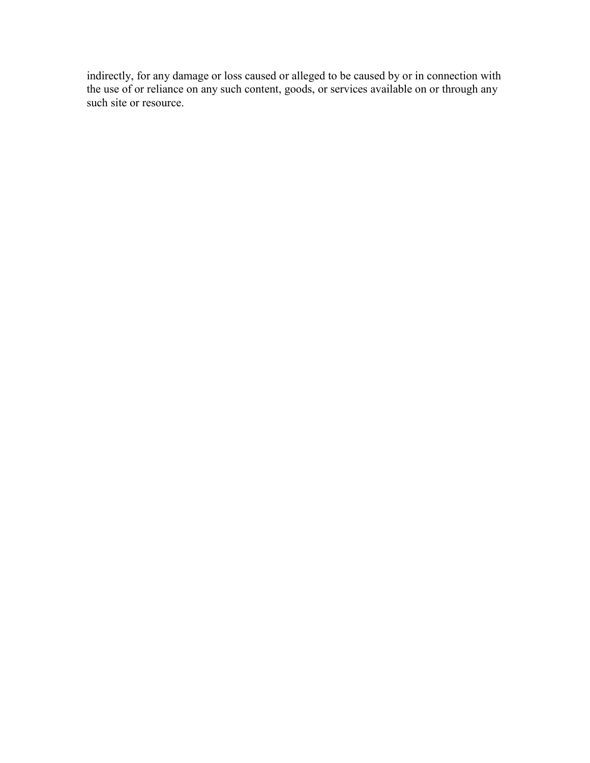indirectly, for any damage or loss caused or alleged to be caused by or in connection with the use of or reliance on any such content, goods, or services available on or through any such site or resource.